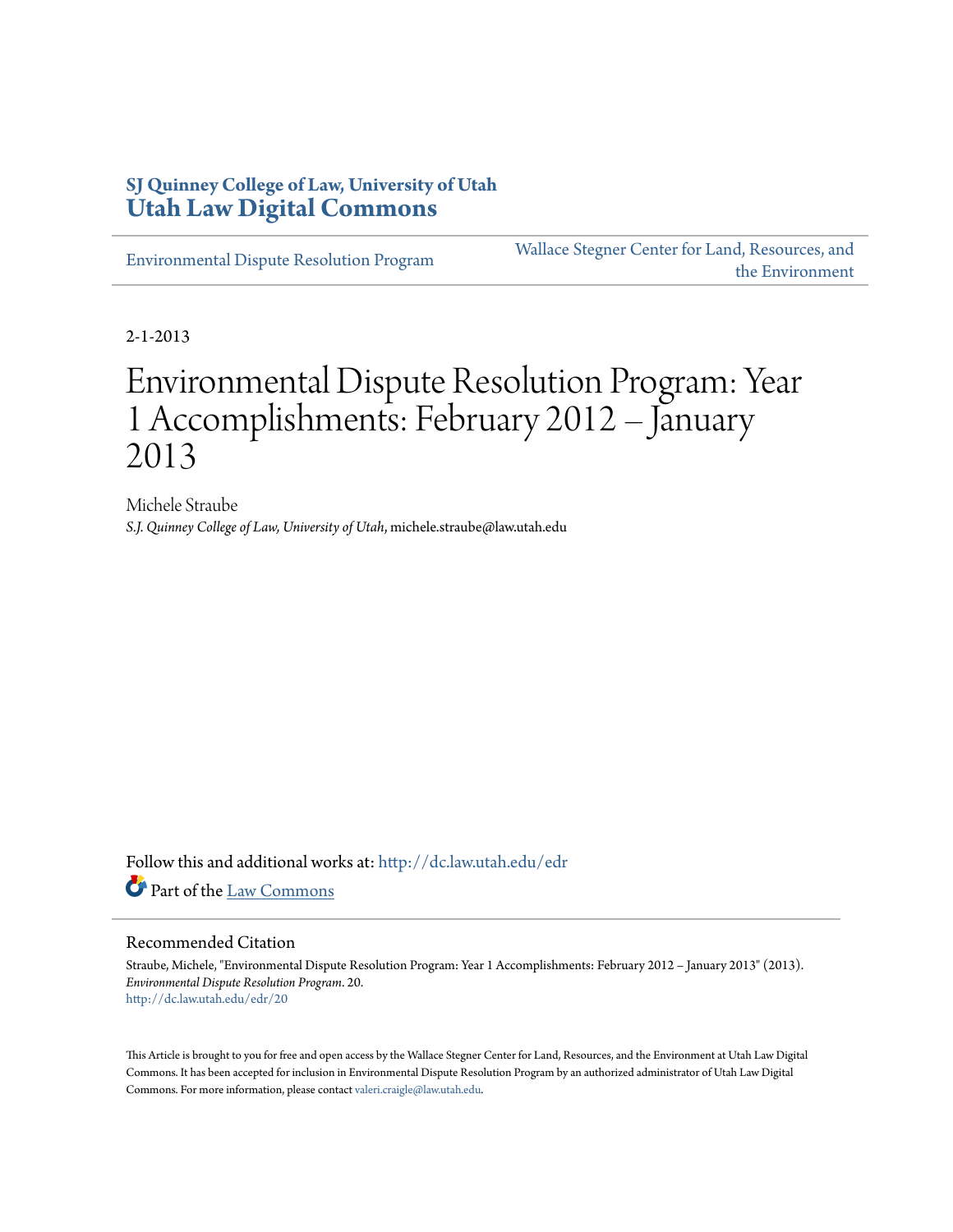SJ Quinney College of Law, University of Utah
**Utah Law Digital Commons**

Environmental Dispute Resolution Program | Wallace Stegner Center for Land, Resources, and the Environment

2-1-2013

# Environmental Dispute Resolution Program: Year 1 Accomplishments: February 2012 – January 2013

Michele Straube
*S.J. Quinney College of Law, University of Utah*, michele.straube@law.utah.edu

Follow this and additional works at: http://dc.law.utah.edu/edr

Part of the Law Commons

## Recommended Citation

Straube, Michele, "Environmental Dispute Resolution Program: Year 1 Accomplishments: February 2012 – January 2013" (2013). *Environmental Dispute Resolution Program*. 20.
http://dc.law.utah.edu/edr/20

This Article is brought to you for free and open access by the Wallace Stegner Center for Land, Resources, and the Environment at Utah Law Digital Commons. It has been accepted for inclusion in Environmental Dispute Resolution Program by an authorized administrator of Utah Law Digital Commons. For more information, please contact valeri.craigle@law.utah.edu.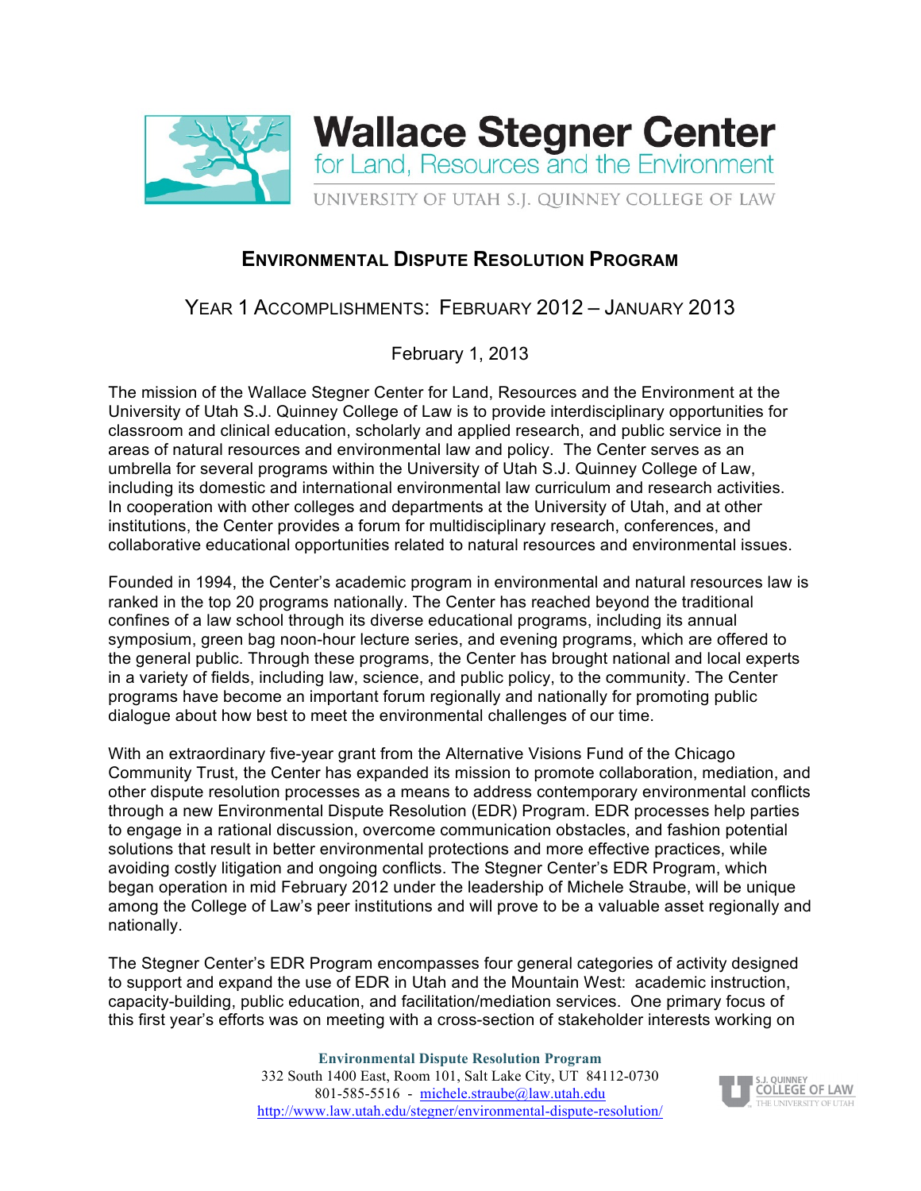# Wallace Stegner Center for Land, Resources and the Environment

UNIVERSITY OF UTAH S.J. QUINNEY COLLEGE OF LAW

## ENVIRONMENTAL DISPUTE RESOLUTION PROGRAM

### YEAR 1 ACCOMPLISHMENTS: FEBRUARY 2012 – JANUARY 2013

February 1, 2013

The mission of the Wallace Stegner Center for Land, Resources and the Environment at the University of Utah S.J. Quinney College of Law is to provide interdisciplinary opportunities for classroom and clinical education, scholarly and applied research, and public service in the areas of natural resources and environmental law and policy. The Center serves as an umbrella for several programs within the University of Utah S.J. Quinney College of Law, including its domestic and international environmental law curriculum and research activities. In cooperation with other colleges and departments at the University of Utah, and at other institutions, the Center provides a forum for multidisciplinary research, conferences, and collaborative educational opportunities related to natural resources and environmental issues.

Founded in 1994, the Center's academic program in environmental and natural resources law is ranked in the top 20 programs nationally. The Center has reached beyond the traditional confines of a law school through its diverse educational programs, including its annual symposium, green bag noon-hour lecture series, and evening programs, which are offered to the general public. Through these programs, the Center has brought national and local experts in a variety of fields, including law, science, and public policy, to the community. The Center programs have become an important forum regionally and nationally for promoting public dialogue about how best to meet the environmental challenges of our time.

With an extraordinary five-year grant from the Alternative Visions Fund of the Chicago Community Trust, the Center has expanded its mission to promote collaboration, mediation, and other dispute resolution processes as a means to address contemporary environmental conflicts through a new Environmental Dispute Resolution (EDR) Program. EDR processes help parties to engage in a rational discussion, overcome communication obstacles, and fashion potential solutions that result in better environmental protections and more effective practices, while avoiding costly litigation and ongoing conflicts. The Stegner Center's EDR Program, which began operation in mid February 2012 under the leadership of Michele Straube, will be unique among the College of Law's peer institutions and will prove to be a valuable asset regionally and nationally.

The Stegner Center's EDR Program encompasses four general categories of activity designed to support and expand the use of EDR in Utah and the Mountain West: academic instruction, capacity-building, public education, and facilitation/mediation services. One primary focus of this first year's efforts was on meeting with a cross-section of stakeholder interests working on

**Environmental Dispute Resolution Program**
332 South 1400 East, Room 101, Salt Lake City, UT 84112-0730
801-585-5516 - michele.straube@law.utah.edu
http://www.law.utah.edu/stegner/environmental-dispute-resolution/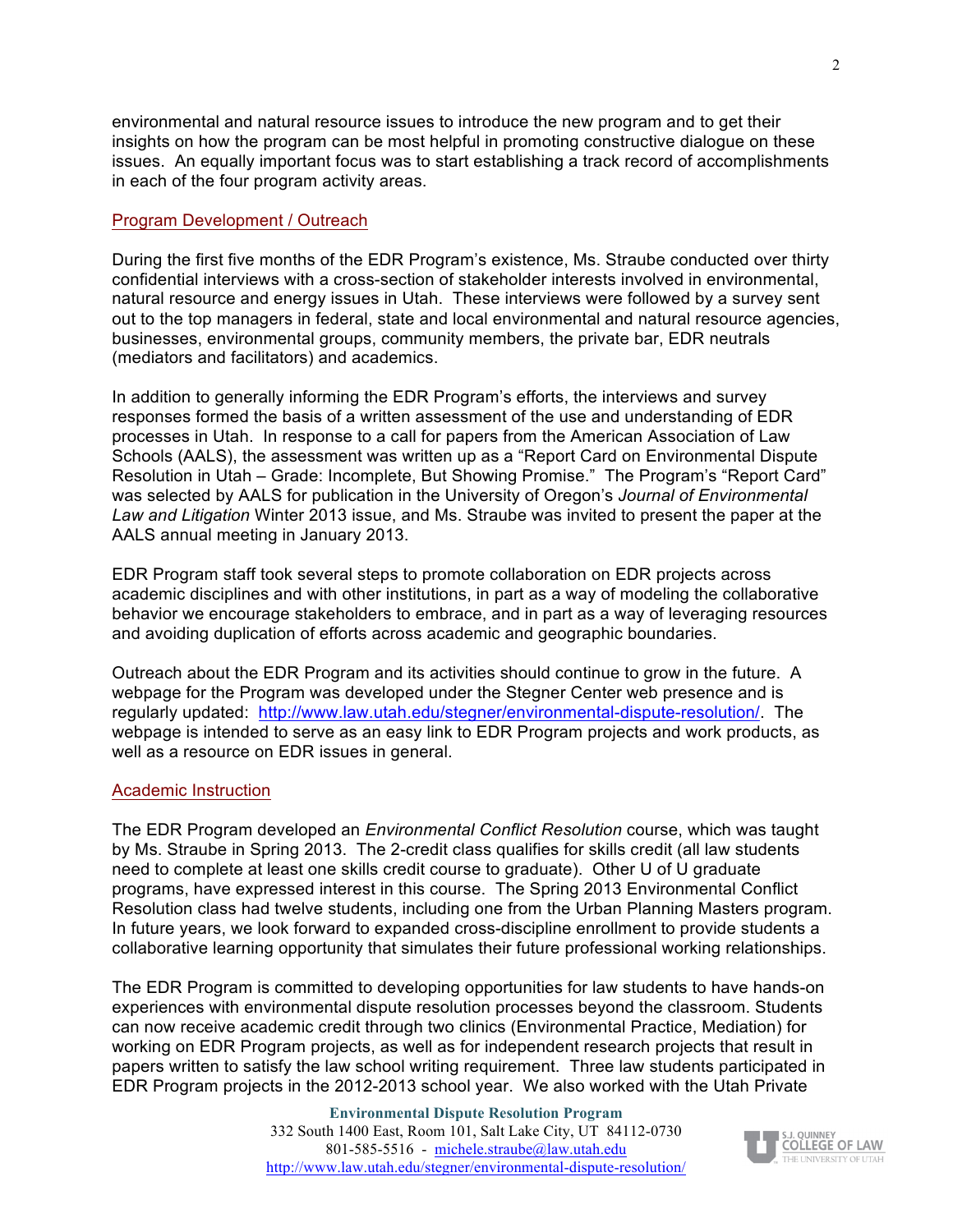environmental and natural resource issues to introduce the new program and to get their insights on how the program can be most helpful in promoting constructive dialogue on these issues. An equally important focus was to start establishing a track record of accomplishments in each of the four program activity areas.

## Program Development / Outreach

During the first five months of the EDR Program's existence, Ms. Straube conducted over thirty confidential interviews with a cross-section of stakeholder interests involved in environmental, natural resource and energy issues in Utah. These interviews were followed by a survey sent out to the top managers in federal, state and local environmental and natural resource agencies, businesses, environmental groups, community members, the private bar, EDR neutrals (mediators and facilitators) and academics.

In addition to generally informing the EDR Program's efforts, the interviews and survey responses formed the basis of a written assessment of the use and understanding of EDR processes in Utah. In response to a call for papers from the American Association of Law Schools (AALS), the assessment was written up as a "Report Card on Environmental Dispute Resolution in Utah – Grade: Incomplete, But Showing Promise." The Program's "Report Card" was selected by AALS for publication in the University of Oregon's *Journal of Environmental Law and Litigation* Winter 2013 issue, and Ms. Straube was invited to present the paper at the AALS annual meeting in January 2013.

EDR Program staff took several steps to promote collaboration on EDR projects across academic disciplines and with other institutions, in part as a way of modeling the collaborative behavior we encourage stakeholders to embrace, and in part as a way of leveraging resources and avoiding duplication of efforts across academic and geographic boundaries.

Outreach about the EDR Program and its activities should continue to grow in the future. A webpage for the Program was developed under the Stegner Center web presence and is regularly updated: http://www.law.utah.edu/stegner/environmental-dispute-resolution/. The webpage is intended to serve as an easy link to EDR Program projects and work products, as well as a resource on EDR issues in general.

## Academic Instruction

The EDR Program developed an *Environmental Conflict Resolution* course, which was taught by Ms. Straube in Spring 2013. The 2-credit class qualifies for skills credit (all law students need to complete at least one skills credit course to graduate). Other U of U graduate programs, have expressed interest in this course. The Spring 2013 Environmental Conflict Resolution class had twelve students, including one from the Urban Planning Masters program. In future years, we look forward to expanded cross-discipline enrollment to provide students a collaborative learning opportunity that simulates their future professional working relationships.

The EDR Program is committed to developing opportunities for law students to have hands-on experiences with environmental dispute resolution processes beyond the classroom. Students can now receive academic credit through two clinics (Environmental Practice, Mediation) for working on EDR Program projects, as well as for independent research projects that result in papers written to satisfy the law school writing requirement. Three law students participated in EDR Program projects in the 2012-2013 school year. We also worked with the Utah Private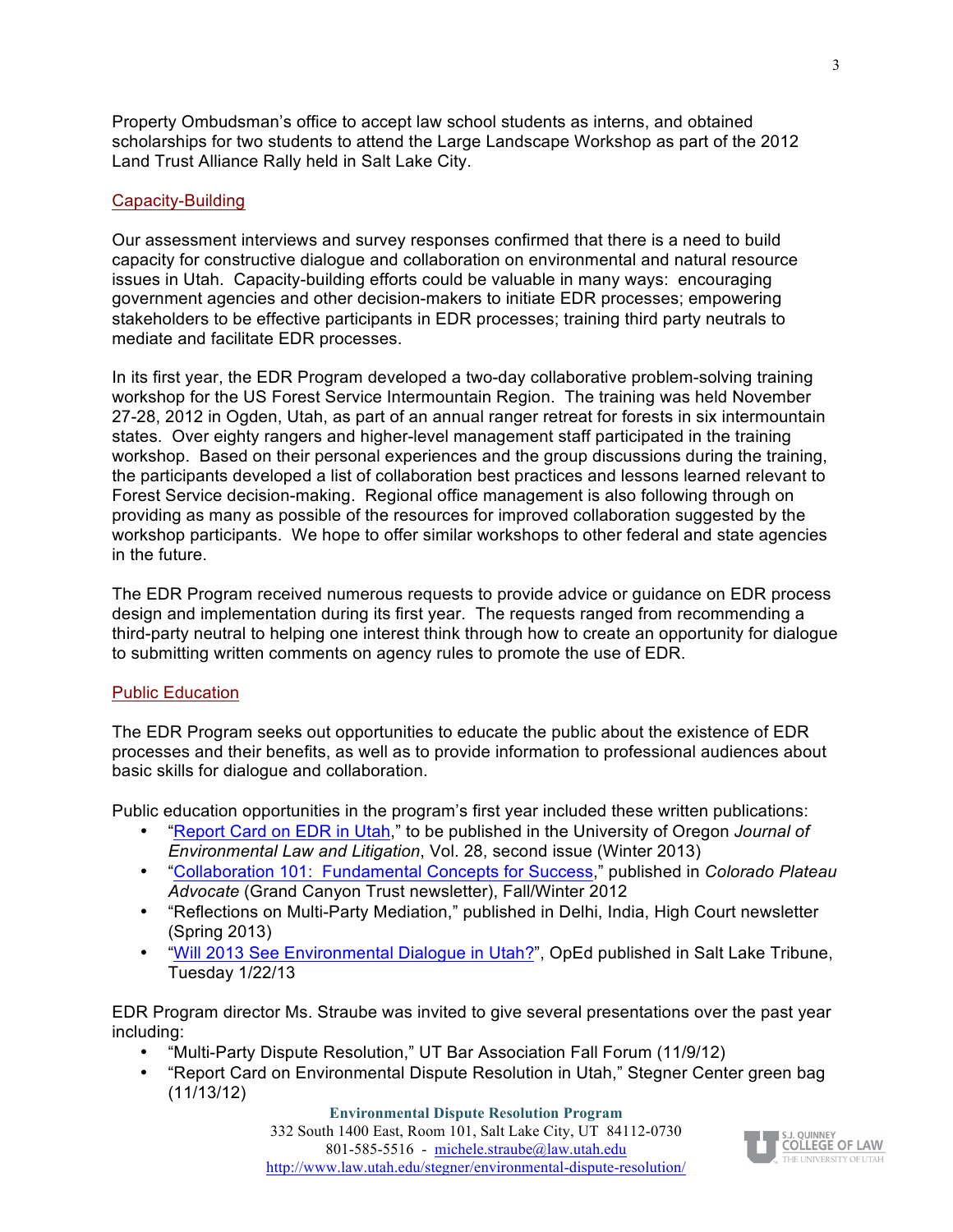Property Ombudsman's office to accept law school students as interns, and obtained scholarships for two students to attend the Large Landscape Workshop as part of the 2012 Land Trust Alliance Rally held in Salt Lake City.

## Capacity-Building

Our assessment interviews and survey responses confirmed that there is a need to build capacity for constructive dialogue and collaboration on environmental and natural resource issues in Utah. Capacity-building efforts could be valuable in many ways: encouraging government agencies and other decision-makers to initiate EDR processes; empowering stakeholders to be effective participants in EDR processes; training third party neutrals to mediate and facilitate EDR processes.

In its first year, the EDR Program developed a two-day collaborative problem-solving training workshop for the US Forest Service Intermountain Region. The training was held November 27-28, 2012 in Ogden, Utah, as part of an annual ranger retreat for forests in six intermountain states. Over eighty rangers and higher-level management staff participated in the training workshop. Based on their personal experiences and the group discussions during the training, the participants developed a list of collaboration best practices and lessons learned relevant to Forest Service decision-making. Regional office management is also following through on providing as many as possible of the resources for improved collaboration suggested by the workshop participants. We hope to offer similar workshops to other federal and state agencies in the future.

The EDR Program received numerous requests to provide advice or guidance on EDR process design and implementation during its first year. The requests ranged from recommending a third-party neutral to helping one interest think through how to create an opportunity for dialogue to submitting written comments on agency rules to promote the use of EDR.

## Public Education

The EDR Program seeks out opportunities to educate the public about the existence of EDR processes and their benefits, as well as to provide information to professional audiences about basic skills for dialogue and collaboration.

Public education opportunities in the program's first year included these written publications:

- "Report Card on EDR in Utah," to be published in the University of Oregon *Journal of Environmental Law and Litigation*, Vol. 28, second issue (Winter 2013)
- "Collaboration 101: Fundamental Concepts for Success," published in *Colorado Plateau Advocate* (Grand Canyon Trust newsletter), Fall/Winter 2012
- "Reflections on Multi-Party Mediation," published in Delhi, India, High Court newsletter (Spring 2013)
- "Will 2013 See Environmental Dialogue in Utah?", OpEd published in Salt Lake Tribune, Tuesday 1/22/13

EDR Program director Ms. Straube was invited to give several presentations over the past year including:

- "Multi-Party Dispute Resolution," UT Bar Association Fall Forum (11/9/12)
- "Report Card on Environmental Dispute Resolution in Utah," Stegner Center green bag (11/13/12)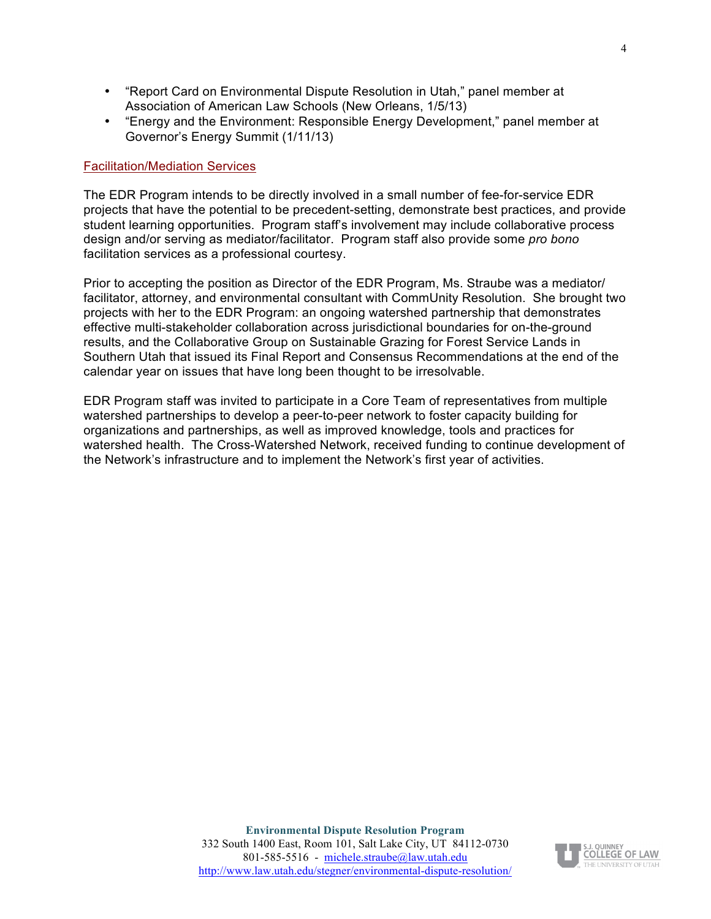- "Report Card on Environmental Dispute Resolution in Utah," panel member at Association of American Law Schools (New Orleans, 1/5/13)
- "Energy and the Environment: Responsible Energy Development," panel member at Governor's Energy Summit (1/11/13)

Facilitation/Mediation Services

The EDR Program intends to be directly involved in a small number of fee-for-service EDR projects that have the potential to be precedent-setting, demonstrate best practices, and provide student learning opportunities. Program staff's involvement may include collaborative process design and/or serving as mediator/facilitator. Program staff also provide some *pro bono* facilitation services as a professional courtesy.

Prior to accepting the position as Director of the EDR Program, Ms. Straube was a mediator/ facilitator, attorney, and environmental consultant with CommUnity Resolution. She brought two projects with her to the EDR Program: an ongoing watershed partnership that demonstrates effective multi-stakeholder collaboration across jurisdictional boundaries for on-the-ground results, and the Collaborative Group on Sustainable Grazing for Forest Service Lands in Southern Utah that issued its Final Report and Consensus Recommendations at the end of the calendar year on issues that have long been thought to be irresolvable.

EDR Program staff was invited to participate in a Core Team of representatives from multiple watershed partnerships to develop a peer-to-peer network to foster capacity building for organizations and partnerships, as well as improved knowledge, tools and practices for watershed health. The Cross-Watershed Network, received funding to continue development of the Network's infrastructure and to implement the Network's first year of activities.